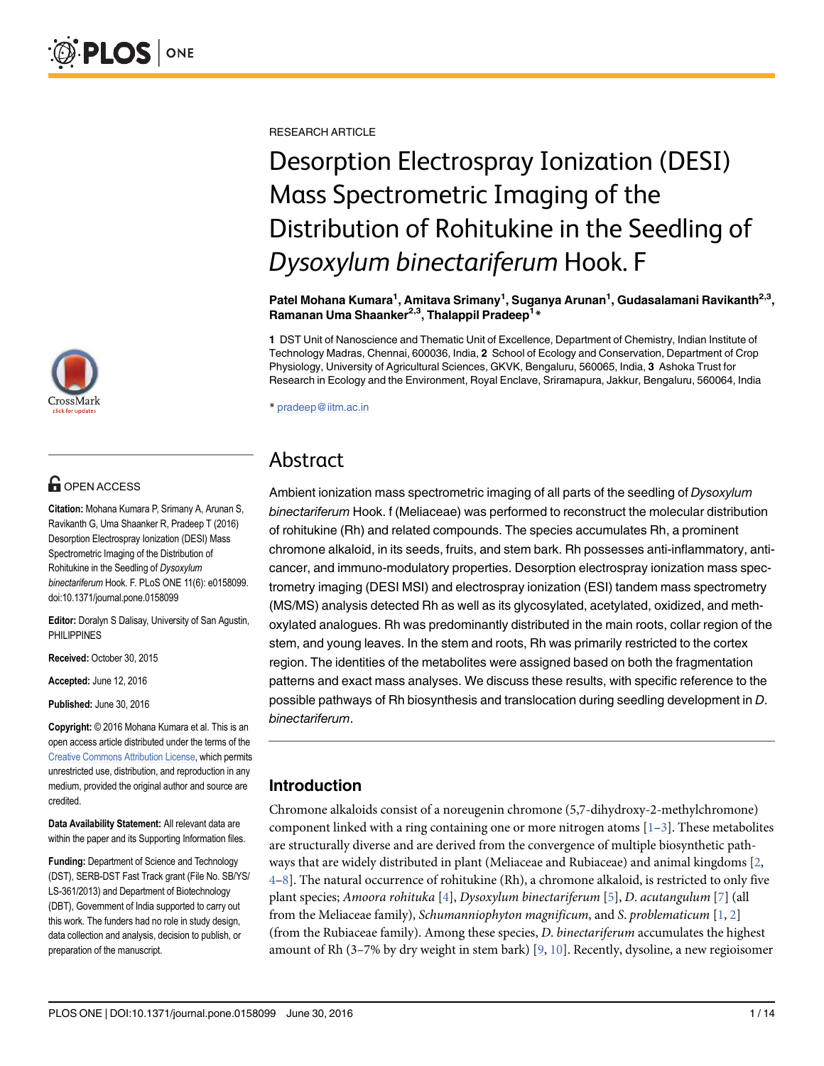RESEARCH ARTICLE

# Desorption Electrospray Ionization (DESI) Mass Spectrometric Imaging of the Distribution of Rohitukine in the Seedling of *Dysoxylum binectariferum* Hook. F

**Patel Mohana Kumara[1], Amitava Srimany[1], Suganya Arunan[1], Gudasalamani Ravikanth[2,3], Ramanan Uma Shaanker[2,3], Thalappil Pradeep[1]***

**1** DST Unit of Nanoscience and Thematic Unit of Excellence, Department of Chemistry, Indian Institute of Technology Madras, Chennai, 600036, India, **2** School of Ecology and Conservation, Department of Crop Physiology, University of Agricultural Sciences, GKVK, Bengaluru, 560065, India, **3** Ashoka Trust for Research in Ecology and the Environment, Royal Enclave, Sriramapura, Jakkur, Bengaluru, 560064, India

* pradeep@iitm.ac.in

OPEN ACCESS

**Citation:** Mohana Kumara P, Srimany A, Arunan S, Ravikanth G, Uma Shaanker R, Pradeep T (2016) Desorption Electrospray Ionization (DESI) Mass Spectrometric Imaging of the Distribution of Rohitukine in the Seedling of *Dysoxylum binectariferum* Hook. F. PLoS ONE 11(6): e0158099. doi:10.1371/journal.pone.0158099

**Editor:** Doralyn S Dalisay, University of San Agustin, PHILIPPINES

**Received:** October 30, 2015

**Accepted:** June 12, 2016

**Published:** June 30, 2016

**Copyright:** © 2016 Mohana Kumara et al. This is an open access article distributed under the terms of the Creative Commons Attribution License, which permits unrestricted use, distribution, and reproduction in any medium, provided the original author and source are credited.

**Data Availability Statement:** All relevant data are within the paper and its Supporting Information files.

**Funding:** Department of Science and Technology (DST), SERB-DST Fast Track grant (File No. SB/YS/LS-361/2013) and Department of Biotechnology (DBT), Government of India supported to carry out this work. The funders had no role in study design, data collection and analysis, decision to publish, or preparation of the manuscript.

## Abstract

Ambient ionization mass spectrometric imaging of all parts of the seedling of *Dysoxylum binectariferum* Hook. f (Meliaceae) was performed to reconstruct the molecular distribution of rohitukine (Rh) and related compounds. The species accumulates Rh, a prominent chromone alkaloid, in its seeds, fruits, and stem bark. Rh possesses anti-inflammatory, anti-cancer, and immuno-modulatory properties. Desorption electrospray ionization mass spectrometry imaging (DESI MSI) and electrospray ionization (ESI) tandem mass spectrometry (MS/MS) analysis detected Rh as well as its glycosylated, acetylated, oxidized, and methoxylated analogues. Rh was predominantly distributed in the main roots, collar region of the stem, and young leaves. In the stem and roots, Rh was primarily restricted to the cortex region. The identities of the metabolites were assigned based on both the fragmentation patterns and exact mass analyses. We discuss these results, with specific reference to the possible pathways of Rh biosynthesis and translocation during seedling development in *D. binectariferum*.

## Introduction

Chromone alkaloids consist of a noreugenin chromone (5,7-dihydroxy-2-methylchromone) component linked with a ring containing one or more nitrogen atoms [1–3]. These metabolites are structurally diverse and are derived from the convergence of multiple biosynthetic pathways that are widely distributed in plant (Meliaceae and Rubiaceae) and animal kingdoms [2, 4–8]. The natural occurrence of rohitukine (Rh), a chromone alkaloid, is restricted to only five plant species; *Amoora rohituka* [4], *Dysoxylum binectariferum* [5], *D. acutangulum* [7] (all from the Meliaceae family), *Schumanniophyton magnificum*, and *S. problematicum* [1, 2] (from the Rubiaceae family). Among these species, *D. binectariferum* accumulates the highest amount of Rh (3–7% by dry weight in stem bark) [9, 10]. Recently, dysoline, a new regioisomer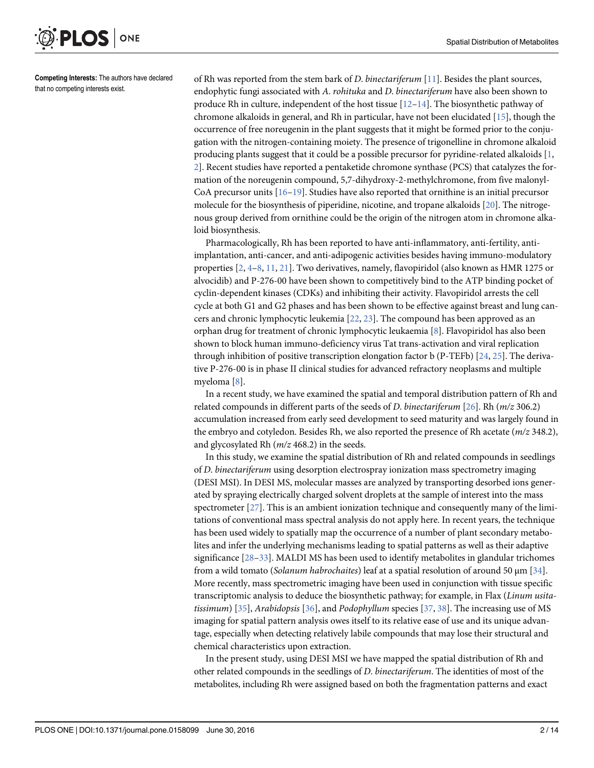**Competing Interests:** The authors have declared that no competing interests exist.

of Rh was reported from the stem bark of *D. binectariferum* [11]. Besides the plant sources, endophytic fungi associated with *A. rohituka* and *D. binectariferum* have also been shown to produce Rh in culture, independent of the host tissue [12–14]. The biosynthetic pathway of chromone alkaloids in general, and Rh in particular, have not been elucidated [15], though the occurrence of free noreugenin in the plant suggests that it might be formed prior to the conjugation with the nitrogen-containing moiety. The presence of trigonelline in chromone alkaloid producing plants suggest that it could be a possible precursor for pyridine-related alkaloids [1, 2]. Recent studies have reported a pentaketide chromone synthase (PCS) that catalyzes the formation of the noreugenin compound, 5,7-dihydroxy-2-methylchromone, from five malonyl-CoA precursor units [16–19]. Studies have also reported that ornithine is an initial precursor molecule for the biosynthesis of piperidine, nicotine, and tropane alkaloids [20]. The nitrogenous group derived from ornithine could be the origin of the nitrogen atom in chromone alkaloid biosynthesis.

Pharmacologically, Rh has been reported to have anti-inflammatory, anti-fertility, anti-implantation, anti-cancer, and anti-adipogenic activities besides having immuno-modulatory properties [2, 4–8, 11, 21]. Two derivatives, namely, flavopiridol (also known as HMR 1275 or alvocidib) and P-276-00 have been shown to competitively bind to the ATP binding pocket of cyclin-dependent kinases (CDKs) and inhibiting their activity. Flavopiridol arrests the cell cycle at both G1 and G2 phases and has been shown to be effective against breast and lung cancers and chronic lymphocytic leukemia [22, 23]. The compound has been approved as an orphan drug for treatment of chronic lymphocytic leukaemia [8]. Flavopiridol has also been shown to block human immuno-deficiency virus Tat trans-activation and viral replication through inhibition of positive transcription elongation factor b (P-TEFb) [24, 25]. The derivative P-276-00 is in phase II clinical studies for advanced refractory neoplasms and multiple myeloma [8].

In a recent study, we have examined the spatial and temporal distribution pattern of Rh and related compounds in different parts of the seeds of *D. binectariferum* [26]. Rh (*m/z* 306.2) accumulation increased from early seed development to seed maturity and was largely found in the embryo and cotyledon. Besides Rh, we also reported the presence of Rh acetate (*m/z* 348.2), and glycosylated Rh (*m/z* 468.2) in the seeds.

In this study, we examine the spatial distribution of Rh and related compounds in seedlings of *D. binectariferum* using desorption electrospray ionization mass spectrometry imaging (DESI MSI). In DESI MS, molecular masses are analyzed by transporting desorbed ions generated by spraying electrically charged solvent droplets at the sample of interest into the mass spectrometer [27]. This is an ambient ionization technique and consequently many of the limitations of conventional mass spectral analysis do not apply here. In recent years, the technique has been used widely to spatially map the occurrence of a number of plant secondary metabolites and infer the underlying mechanisms leading to spatial patterns as well as their adaptive significance [28–33]. MALDI MS has been used to identify metabolites in glandular trichomes from a wild tomato (*Solanum habrochaites*) leaf at a spatial resolution of around 50 μm [34]. More recently, mass spectrometric imaging have been used in conjunction with tissue specific transcriptomic analysis to deduce the biosynthetic pathway; for example, in Flax (*Linum usitatissimum*) [35], *Arabidopsis* [36], and *Podophyllum* species [37, 38]. The increasing use of MS imaging for spatial pattern analysis owes itself to its relative ease of use and its unique advantage, especially when detecting relatively labile compounds that may lose their structural and chemical characteristics upon extraction.

In the present study, using DESI MSI we have mapped the spatial distribution of Rh and other related compounds in the seedlings of *D. binectariferum*. The identities of most of the metabolites, including Rh were assigned based on both the fragmentation patterns and exact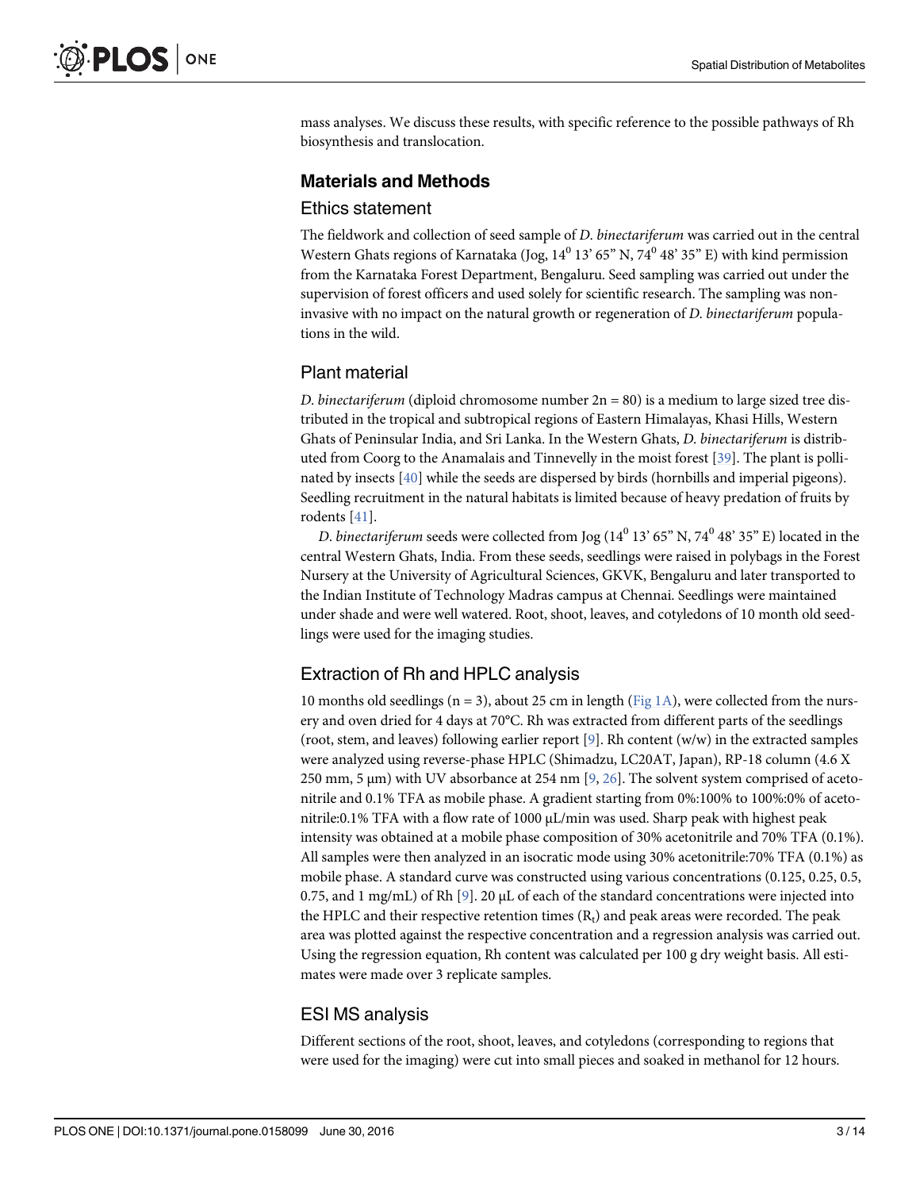mass analyses. We discuss these results, with specific reference to the possible pathways of Rh biosynthesis and translocation.

## Materials and Methods

### Ethics statement

The fieldwork and collection of seed sample of *D. binectariferum* was carried out in the central Western Ghats regions of Karnataka (Jog, $14^0$ 13' 65" N, $74^0$ 48' 35" E) with kind permission from the Karnataka Forest Department, Bengaluru. Seed sampling was carried out under the supervision of forest officers and used solely for scientific research. The sampling was non-invasive with no impact on the natural growth or regeneration of *D. binectariferum* populations in the wild.

### Plant material

*D. binectariferum* (diploid chromosome number 2n = 80) is a medium to large sized tree distributed in the tropical and subtropical regions of Eastern Himalayas, Khasi Hills, Western Ghats of Peninsular India, and Sri Lanka. In the Western Ghats, *D. binectariferum* is distributed from Coorg to the Anamalais and Tinnevelly in the moist forest [39]. The plant is pollinated by insects [40] while the seeds are dispersed by birds (hornbills and imperial pigeons). Seedling recruitment in the natural habitats is limited because of heavy predation of fruits by rodents [41].

*D. binectariferum* seeds were collected from Jog ($14^0$ 13' 65" N, $74^0$ 48' 35" E) located in the central Western Ghats, India. From these seeds, seedlings were raised in polybags in the Forest Nursery at the University of Agricultural Sciences, GKVK, Bengaluru and later transported to the Indian Institute of Technology Madras campus at Chennai. Seedlings were maintained under shade and were well watered. Root, shoot, leaves, and cotyledons of 10 month old seedlings were used for the imaging studies.

### Extraction of Rh and HPLC analysis

10 months old seedlings (n = 3), about 25 cm in length (Fig 1A), were collected from the nursery and oven dried for 4 days at 70°C. Rh was extracted from different parts of the seedlings (root, stem, and leaves) following earlier report [9]. Rh content (w/w) in the extracted samples were analyzed using reverse-phase HPLC (Shimadzu, LC20AT, Japan), RP-18 column (4.6 X 250 mm, 5 μm) with UV absorbance at 254 nm [9, 26]. The solvent system comprised of acetonitrile and 0.1% TFA as mobile phase. A gradient starting from 0%:100% to 100%:0% of acetonitrile:0.1% TFA with a flow rate of 1000 μL/min was used. Sharp peak with highest peak intensity was obtained at a mobile phase composition of 30% acetonitrile and 70% TFA (0.1%). All samples were then analyzed in an isocratic mode using 30% acetonitrile:70% TFA (0.1%) as mobile phase. A standard curve was constructed using various concentrations (0.125, 0.25, 0.5, 0.75, and 1 mg/mL) of Rh [9]. 20 μL of each of the standard concentrations were injected into the HPLC and their respective retention times ($R_t$) and peak areas were recorded. The peak area was plotted against the respective concentration and a regression analysis was carried out. Using the regression equation, Rh content was calculated per 100 g dry weight basis. All estimates were made over 3 replicate samples.

### ESI MS analysis

Different sections of the root, shoot, leaves, and cotyledons (corresponding to regions that were used for the imaging) were cut into small pieces and soaked in methanol for 12 hours.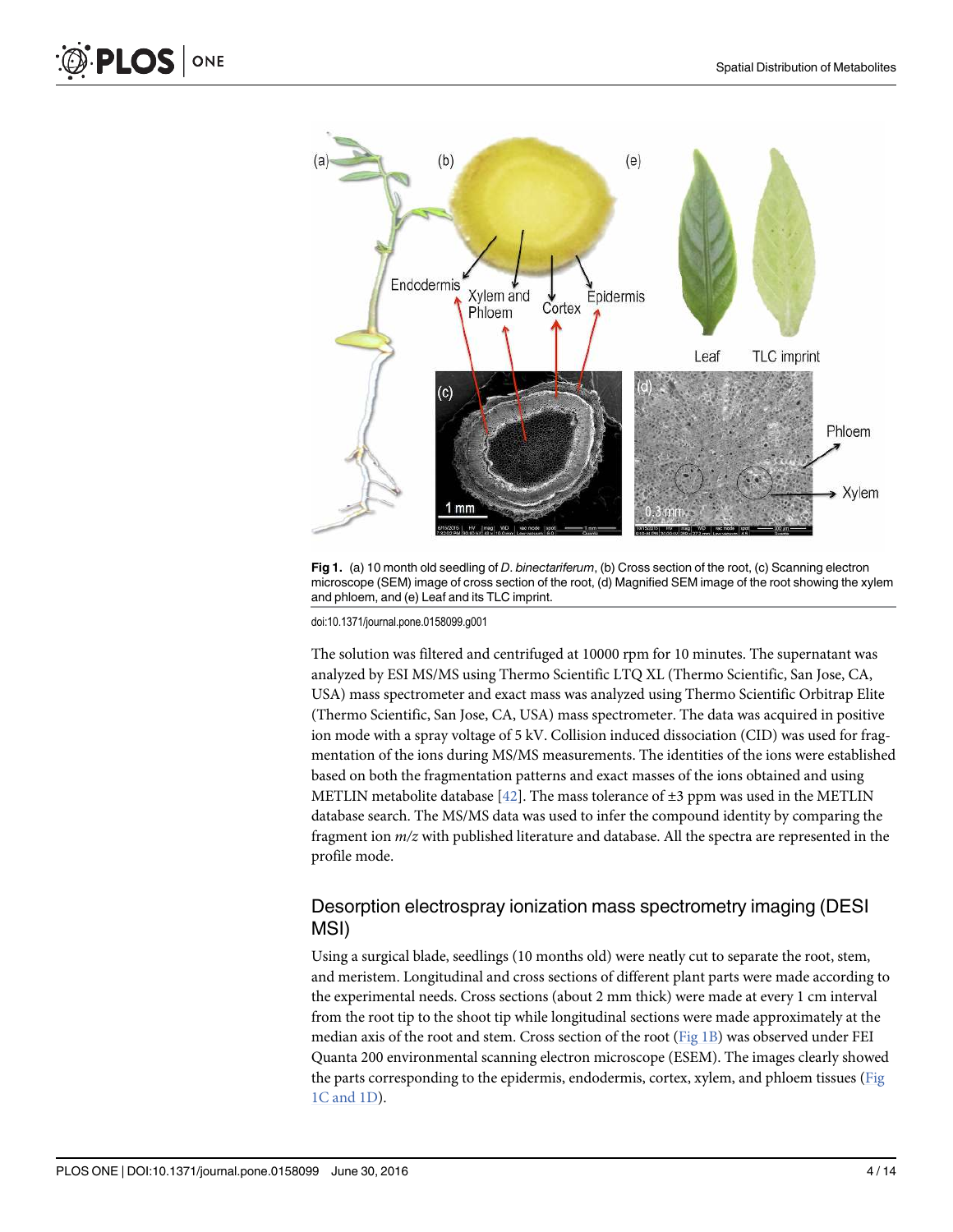**Fig 1.** (a) 10 month old seedling of *D. binectariferum*, (b) Cross section of the root, (c) Scanning electron microscope (SEM) image of cross section of the root, (d) Magnified SEM image of the root showing the xylem and phloem, and (e) Leaf and its TLC imprint.

doi:10.1371/journal.pone.0158099.g001

The solution was filtered and centrifuged at 10000 rpm for 10 minutes. The supernatant was analyzed by ESI MS/MS using Thermo Scientific LTQ XL (Thermo Scientific, San Jose, CA, USA) mass spectrometer and exact mass was analyzed using Thermo Scientific Orbitrap Elite (Thermo Scientific, San Jose, CA, USA) mass spectrometer. The data was acquired in positive ion mode with a spray voltage of 5 kV. Collision induced dissociation (CID) was used for fragmentation of the ions during MS/MS measurements. The identities of the ions were established based on both the fragmentation patterns and exact masses of the ions obtained and using METLIN metabolite database [42]. The mass tolerance of ±3 ppm was used in the METLIN database search. The MS/MS data was used to infer the compound identity by comparing the fragment ion *m/z* with published literature and database. All the spectra are represented in the profile mode.

## Desorption electrospray ionization mass spectrometry imaging (DESI MSI)

Using a surgical blade, seedlings (10 months old) were neatly cut to separate the root, stem, and meristem. Longitudinal and cross sections of different plant parts were made according to the experimental needs. Cross sections (about 2 mm thick) were made at every 1 cm interval from the root tip to the shoot tip while longitudinal sections were made approximately at the median axis of the root and stem. Cross section of the root (Fig 1B) was observed under FEI Quanta 200 environmental scanning electron microscope (ESEM). The images clearly showed the parts corresponding to the epidermis, endodermis, cortex, xylem, and phloem tissues (Fig 1C and 1D).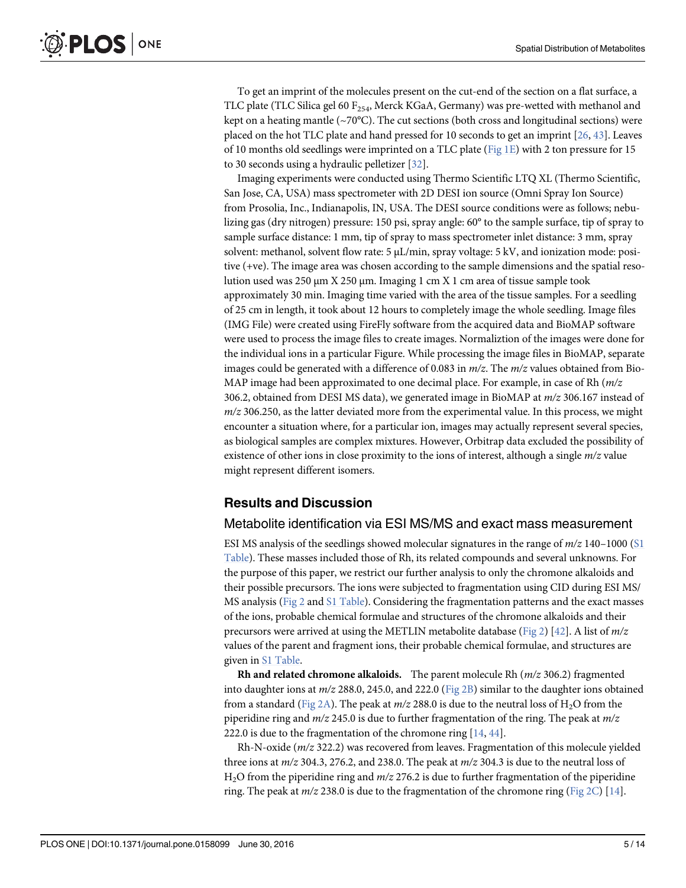To get an imprint of the molecules present on the cut-end of the section on a flat surface, a TLC plate (TLC Silica gel 60 $F_{254}$, Merck KGaA, Germany) was pre-wetted with methanol and kept on a heating mantle (~70°C). The cut sections (both cross and longitudinal sections) were placed on the hot TLC plate and hand pressed for 10 seconds to get an imprint [26, 43]. Leaves of 10 months old seedlings were imprinted on a TLC plate (Fig 1E) with 2 ton pressure for 15 to 30 seconds using a hydraulic pelletizer [32].

Imaging experiments were conducted using Thermo Scientific LTQ XL (Thermo Scientific, San Jose, CA, USA) mass spectrometer with 2D DESI ion source (Omni Spray Ion Source) from Prosolia, Inc., Indianapolis, IN, USA. The DESI source conditions were as follows; nebulizing gas (dry nitrogen) pressure: 150 psi, spray angle: 60° to the sample surface, tip of spray to sample surface distance: 1 mm, tip of spray to mass spectrometer inlet distance: 3 mm, spray solvent: methanol, solvent flow rate: 5 μL/min, spray voltage: 5 kV, and ionization mode: positive (+ve). The image area was chosen according to the sample dimensions and the spatial resolution used was 250 μm X 250 μm. Imaging 1 cm X 1 cm area of tissue sample took approximately 30 min. Imaging time varied with the area of the tissue samples. For a seedling of 25 cm in length, it took about 12 hours to completely image the whole seedling. Image files (IMG File) were created using FireFly software from the acquired data and BioMAP software were used to process the image files to create images. Normaliztion of the images were done for the individual ions in a particular Figure. While processing the image files in BioMAP, separate images could be generated with a difference of 0.083 in *m/z*. The *m/z* values obtained from BioMAP image had been approximated to one decimal place. For example, in case of Rh (*m/z* 306.2, obtained from DESI MS data), we generated image in BioMAP at *m/z* 306.167 instead of *m/z* 306.250, as the latter deviated more from the experimental value. In this process, we might encounter a situation where, for a particular ion, images may actually represent several species, as biological samples are complex mixtures. However, Orbitrap data excluded the possibility of existence of other ions in close proximity to the ions of interest, although a single *m/z* value might represent different isomers.

## Results and Discussion

### Metabolite identification via ESI MS/MS and exact mass measurement

ESI MS analysis of the seedlings showed molecular signatures in the range of *m/z* 140–1000 (S1 Table). These masses included those of Rh, its related compounds and several unknowns. For the purpose of this paper, we restrict our further analysis to only the chromone alkaloids and their possible precursors. The ions were subjected to fragmentation using CID during ESI MS/MS analysis (Fig 2 and S1 Table). Considering the fragmentation patterns and the exact masses of the ions, probable chemical formulae and structures of the chromone alkaloids and their precursors were arrived at using the METLIN metabolite database (Fig 2) [42]. A list of *m/z* values of the parent and fragment ions, their probable chemical formulae, and structures are given in S1 Table.

**Rh and related chromone alkaloids.** The parent molecule Rh (*m/z* 306.2) fragmented into daughter ions at *m/z* 288.0, 245.0, and 222.0 (Fig 2B) similar to the daughter ions obtained from a standard (Fig 2A). The peak at *m/z* 288.0 is due to the neutral loss of $H_2O$ from the piperidine ring and *m/z* 245.0 is due to further fragmentation of the ring. The peak at *m/z* 222.0 is due to the fragmentation of the chromone ring [14, 44].

Rh-N-oxide (*m/z* 322.2) was recovered from leaves. Fragmentation of this molecule yielded three ions at *m/z* 304.3, 276.2, and 238.0. The peak at *m/z* 304.3 is due to the neutral loss of $H_2O$ from the piperidine ring and *m/z* 276.2 is due to further fragmentation of the piperidine ring. The peak at *m/z* 238.0 is due to the fragmentation of the chromone ring (Fig 2C) [14].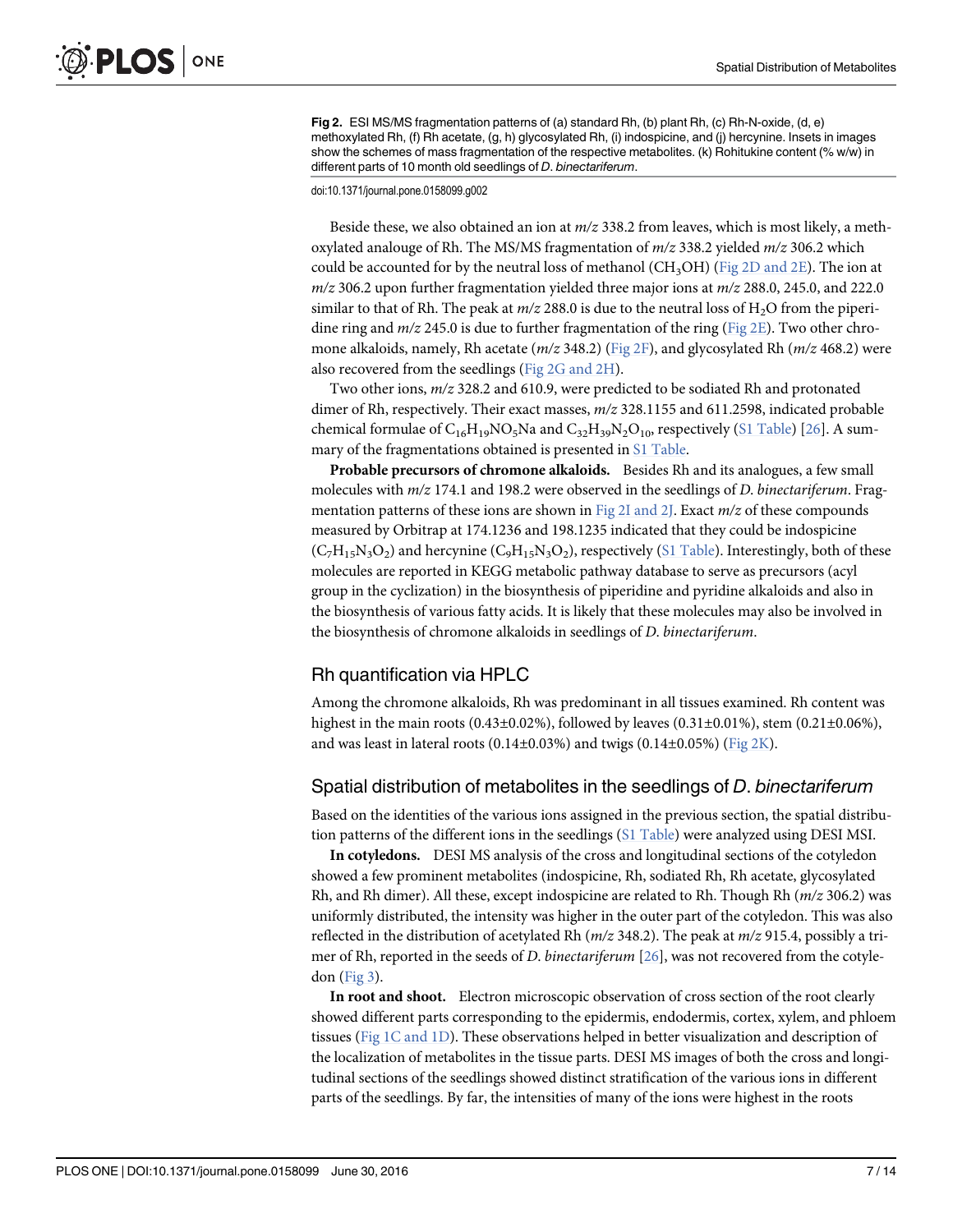**Fig 2. ESI MS/MS fragmentation patterns of (a) standard Rh, (b) plant Rh, (c) Rh-N-oxide, (d, e) methoxylated Rh, (f) Rh acetate, (g, h) glycosylated Rh, (i) indospicine, and (j) hercynine.** Insets in images show the schemes of mass fragmentation of the respective metabolites. (k) Rohitukine content (% w/w) in different parts of 10 month old seedlings of *D. binectariferum*.

doi:10.1371/journal.pone.0158099.g002

Beside these, we also obtained an ion at *m/z* 338.2 from leaves, which is most likely, a methoxylated analouge of Rh. The MS/MS fragmentation of *m/z* 338.2 yielded *m/z* 306.2 which could be accounted for by the neutral loss of methanol ($CH_3OH$) (Fig 2D and 2E). The ion at *m/z* 306.2 upon further fragmentation yielded three major ions at *m/z* 288.0, 245.0, and 222.0 similar to that of Rh. The peak at *m/z* 288.0 is due to the neutral loss of $H_2O$ from the piperidine ring and *m/z* 245.0 is due to further fragmentation of the ring (Fig 2E). Two other chromone alkaloids, namely, Rh acetate (*m/z* 348.2) (Fig 2F), and glycosylated Rh (*m/z* 468.2) were also recovered from the seedlings (Fig 2G and 2H).

Two other ions, *m/z* 328.2 and 610.9, were predicted to be sodiated Rh and protonated dimer of Rh, respectively. Their exact masses, *m/z* 328.1155 and 611.2598, indicated probable chemical formulae of $C_{16}H_{19}NO_5Na$ and $C_{32}H_{39}N_2O_{10}$, respectively (S1 Table) [26]. A summary of the fragmentations obtained is presented in S1 Table.

**Probable precursors of chromone alkaloids.** Besides Rh and its analogues, a few small molecules with *m/z* 174.1 and 198.2 were observed in the seedlings of *D. binectariferum*. Fragmentation patterns of these ions are shown in Fig 2I and 2J. Exact *m/z* of these compounds measured by Orbitrap at 174.1236 and 198.1235 indicated that they could be indospicine ($C_7H_{15}N_3O_2$) and hercynine ($C_9H_{15}N_3O_2$), respectively (S1 Table). Interestingly, both of these molecules are reported in KEGG metabolic pathway database to serve as precursors (acyl group in the cyclization) in the biosynthesis of piperidine and pyridine alkaloids and also in the biosynthesis of various fatty acids. It is likely that these molecules may also be involved in the biosynthesis of chromone alkaloids in seedlings of *D. binectariferum*.

## Rh quantification via HPLC

Among the chromone alkaloids, Rh was predominant in all tissues examined. Rh content was highest in the main roots (0.43±0.02%), followed by leaves (0.31±0.01%), stem (0.21±0.06%), and was least in lateral roots (0.14±0.03%) and twigs (0.14±0.05%) (Fig 2K).

## Spatial distribution of metabolites in the seedlings of *D. binectariferum*

Based on the identities of the various ions assigned in the previous section, the spatial distribution patterns of the different ions in the seedlings (S1 Table) were analyzed using DESI MSI.

**In cotyledons.** DESI MS analysis of the cross and longitudinal sections of the cotyledon showed a few prominent metabolites (indospicine, Rh, sodiated Rh, Rh acetate, glycosylated Rh, and Rh dimer). All these, except indospicine are related to Rh. Though Rh (*m/z* 306.2) was uniformly distributed, the intensity was higher in the outer part of the cotyledon. This was also reflected in the distribution of acetylated Rh (*m/z* 348.2). The peak at *m/z* 915.4, possibly a trimer of Rh, reported in the seeds of *D. binectariferum* [26], was not recovered from the cotyledon (Fig 3).

**In root and shoot.** Electron microscopic observation of cross section of the root clearly showed different parts corresponding to the epidermis, endodermis, cortex, xylem, and phloem tissues (Fig 1C and 1D). These observations helped in better visualization and description of the localization of metabolites in the tissue parts. DESI MS images of both the cross and longitudinal sections of the seedlings showed distinct stratification of the various ions in different parts of the seedlings. By far, the intensities of many of the ions were highest in the roots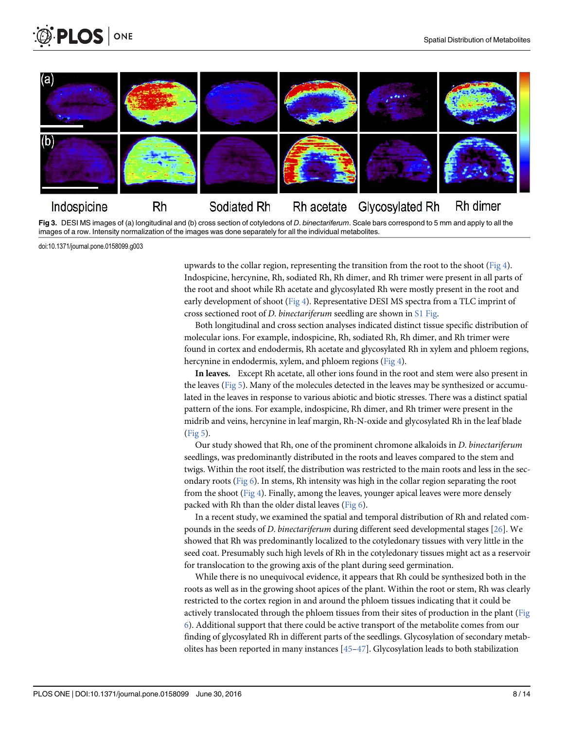Indospicine Rh Sodiated Rh Rh acetate Glycosylated Rh Rh dimer

**Fig 3.** DESI MS images of (a) longitudinal and (b) cross section of cotyledons of *D. binectariferum*. Scale bars correspond to 5 mm and apply to all the images of a row. Intensity normalization of the images was done separately for all the individual metabolites.

doi:10.1371/journal.pone.0158099.g003

upwards to the collar region, representing the transition from the root to the shoot (Fig 4). Indospicine, hercynine, Rh, sodiated Rh, Rh dimer, and Rh trimer were present in all parts of the root and shoot while Rh acetate and glycosylated Rh were mostly present in the root and early development of shoot (Fig 4). Representative DESI MS spectra from a TLC imprint of cross sectioned root of *D. binectariferum* seedling are shown in S1 Fig.

Both longitudinal and cross section analyses indicated distinct tissue specific distribution of molecular ions. For example, indospicine, Rh, sodiated Rh, Rh dimer, and Rh trimer were found in cortex and endodermis, Rh acetate and glycosylated Rh in xylem and phloem regions, hercynine in endodermis, xylem, and phloem regions (Fig 4).

**In leaves.** Except Rh acetate, all other ions found in the root and stem were also present in the leaves (Fig 5). Many of the molecules detected in the leaves may be synthesized or accumulated in the leaves in response to various abiotic and biotic stresses. There was a distinct spatial pattern of the ions. For example, indospicine, Rh dimer, and Rh trimer were present in the midrib and veins, hercynine in leaf margin, Rh-N-oxide and glycosylated Rh in the leaf blade (Fig 5).

Our study showed that Rh, one of the prominent chromone alkaloids in *D. binectariferum* seedlings, was predominantly distributed in the roots and leaves compared to the stem and twigs. Within the root itself, the distribution was restricted to the main roots and less in the secondary roots (Fig 6). In stems, Rh intensity was high in the collar region separating the root from the shoot (Fig 4). Finally, among the leaves, younger apical leaves were more densely packed with Rh than the older distal leaves (Fig 6).

In a recent study, we examined the spatial and temporal distribution of Rh and related compounds in the seeds of *D. binectariferum* during different seed developmental stages [26]. We showed that Rh was predominantly localized to the cotyledonary tissues with very little in the seed coat. Presumably such high levels of Rh in the cotyledonary tissues might act as a reservoir for translocation to the growing axis of the plant during seed germination.

While there is no unequivocal evidence, it appears that Rh could be synthesized both in the roots as well as in the growing shoot apices of the plant. Within the root or stem, Rh was clearly restricted to the cortex region in and around the phloem tissues indicating that it could be actively translocated through the phloem tissues from their sites of production in the plant (Fig 6). Additional support that there could be active transport of the metabolite comes from our finding of glycosylated Rh in different parts of the seedlings. Glycosylation of secondary metabolites has been reported in many instances [45–47]. Glycosylation leads to both stabilization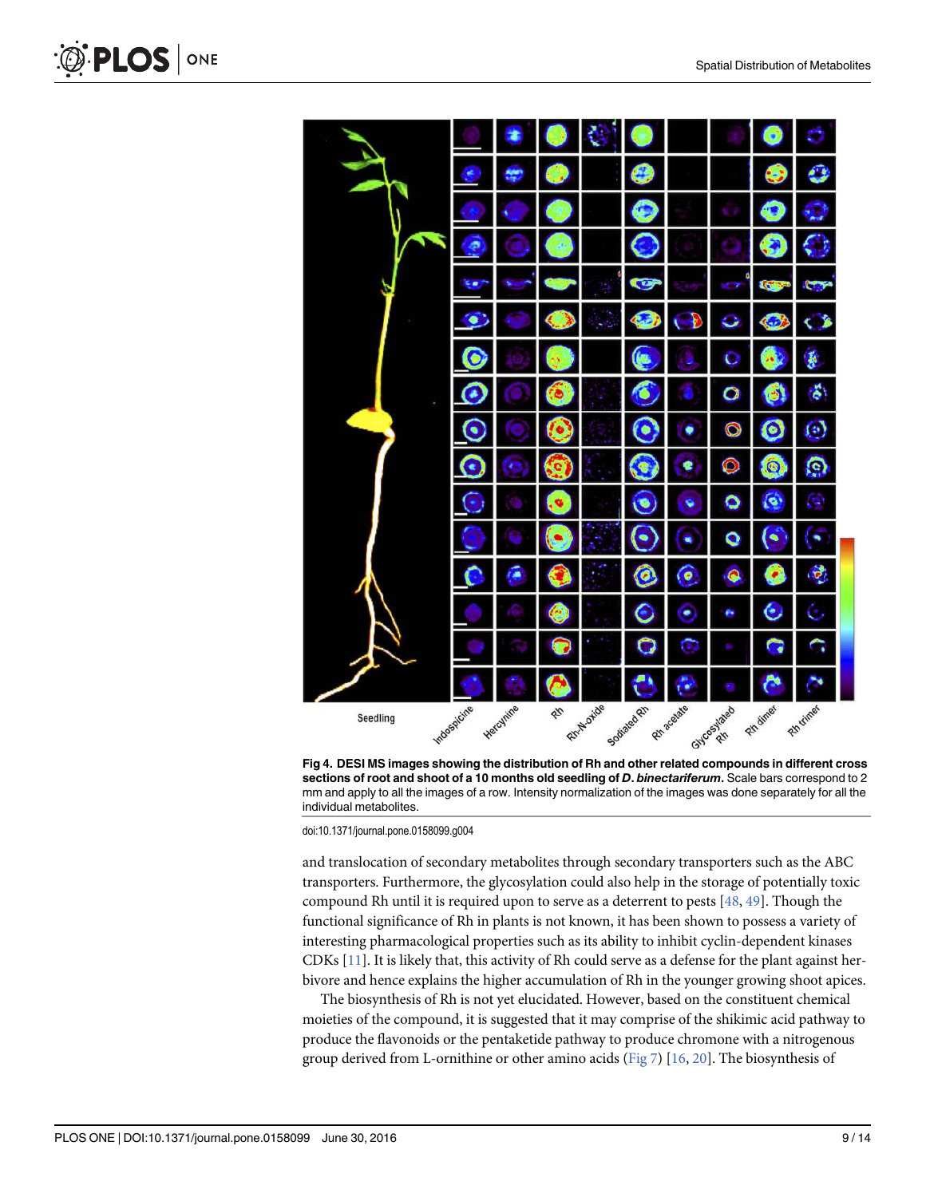**Fig 4. DESI MS images showing the distribution of Rh and other related compounds in different cross sections of root and shoot of a 10 months old seedling of *D. binectariferum*.** Scale bars correspond to 2 mm and apply to all the images of a row. Intensity normalization of the images was done separately for all the individual metabolites.

doi:10.1371/journal.pone.0158099.g004

and translocation of secondary metabolites through secondary transporters such as the ABC transporters. Furthermore, the glycosylation could also help in the storage of potentially toxic compound Rh until it is required upon to serve as a deterrent to pests [48, 49]. Though the functional significance of Rh in plants is not known, it has been shown to possess a variety of interesting pharmacological properties such as its ability to inhibit cyclin-dependent kinases CDKs [11]. It is likely that, this activity of Rh could serve as a defense for the plant against herbivore and hence explains the higher accumulation of Rh in the younger growing shoot apices.

The biosynthesis of Rh is not yet elucidated. However, based on the constituent chemical moieties of the compound, it is suggested that it may comprise of the shikimic acid pathway to produce the flavonoids or the pentaketide pathway to produce chromone with a nitrogenous group derived from L-ornithine or other amino acids (Fig 7) [16, 20]. The biosynthesis of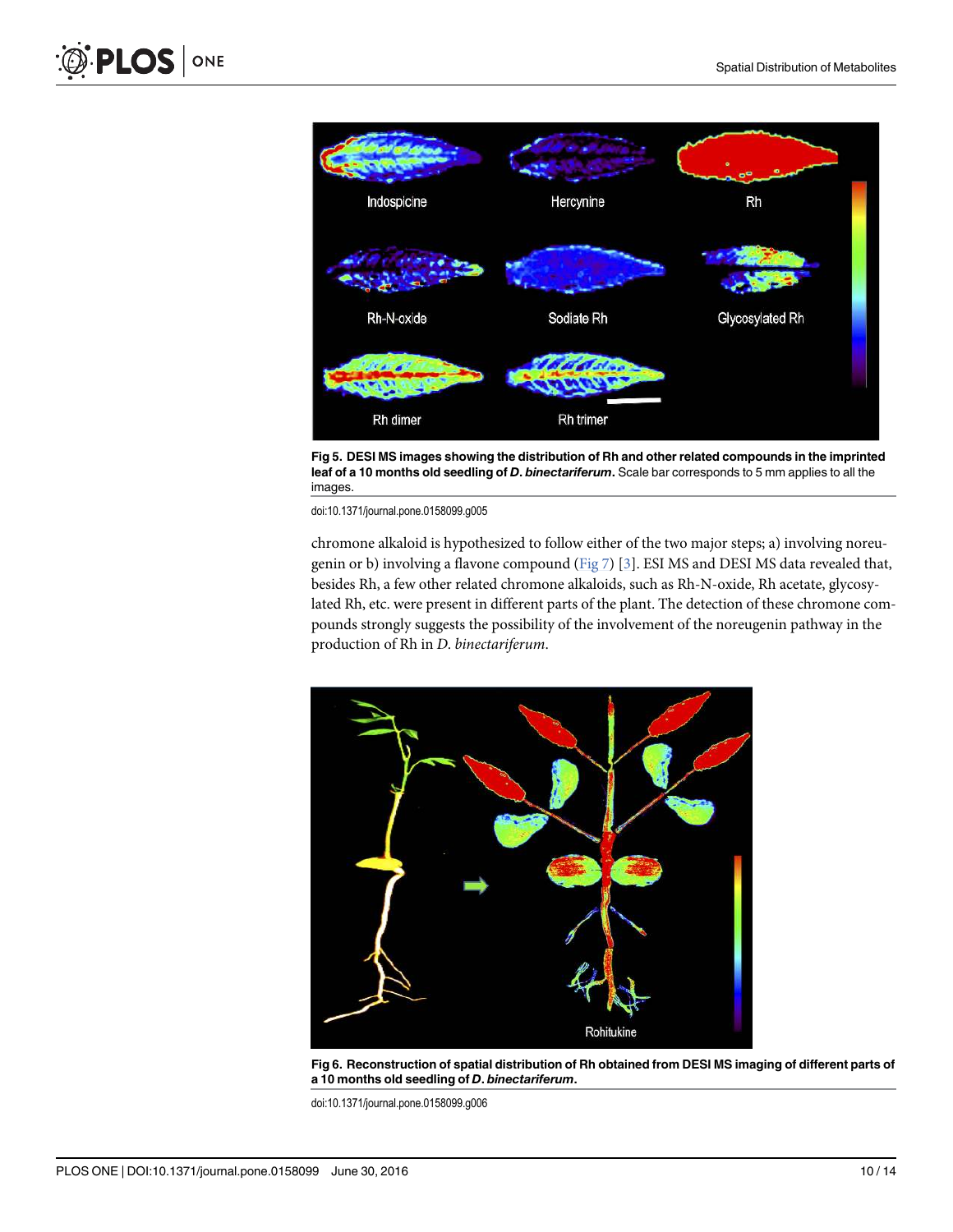Fig 5. **DESI MS images showing the distribution of Rh and other related compounds in the imprinted leaf of a 10 months old seedling of *D. binectariferum*.** Scale bar corresponds to 5 mm applies to all the images.

doi:10.1371/journal.pone.0158099.g005

chromone alkaloid is hypothesized to follow either of the two major steps; a) involving noreugenin or b) involving a flavone compound (Fig 7) [3]. ESI MS and DESI MS data revealed that, besides Rh, a few other related chromone alkaloids, such as Rh-N-oxide, Rh acetate, glycosylated Rh, etc. were present in different parts of the plant. The detection of these chromone compounds strongly suggests the possibility of the involvement of the noreugenin pathway in the production of Rh in *D. binectariferum*.

Fig 6. **Reconstruction of spatial distribution of Rh obtained from DESI MS imaging of different parts of a 10 months old seedling of *D. binectariferum*.**

doi:10.1371/journal.pone.0158099.g006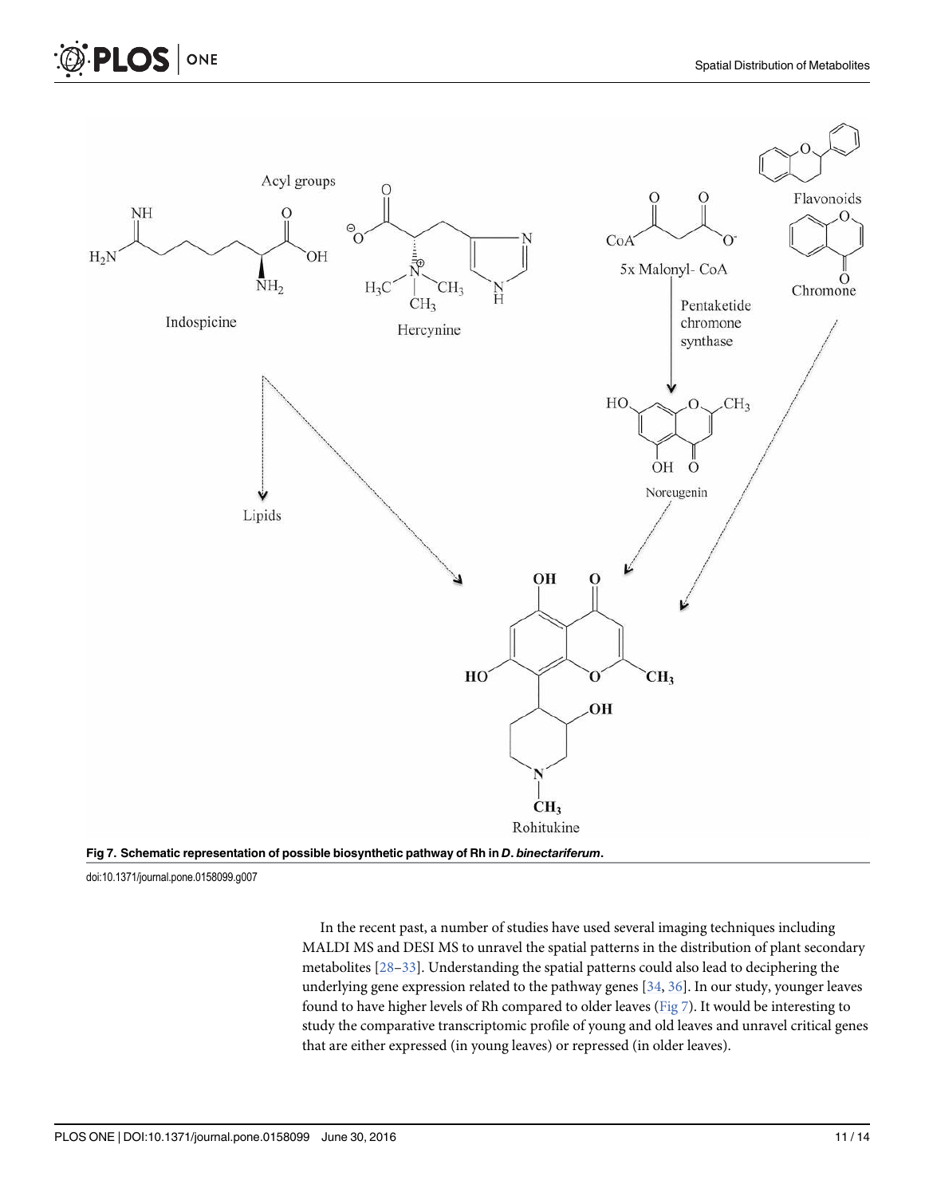Fig 7. Schematic representation of possible biosynthetic pathway of Rh in *D. binectariferum*.

doi:10.1371/journal.pone.0158099.g007

In the recent past, a number of studies have used several imaging techniques including MALDI MS and DESI MS to unravel the spatial patterns in the distribution of plant secondary metabolites [28–33]. Understanding the spatial patterns could also lead to deciphering the underlying gene expression related to the pathway genes [34, 36]. In our study, younger leaves found to have higher levels of Rh compared to older leaves (Fig 7). It would be interesting to study the comparative transcriptomic profile of young and old leaves and unravel critical genes that are either expressed (in young leaves) or repressed (in older leaves).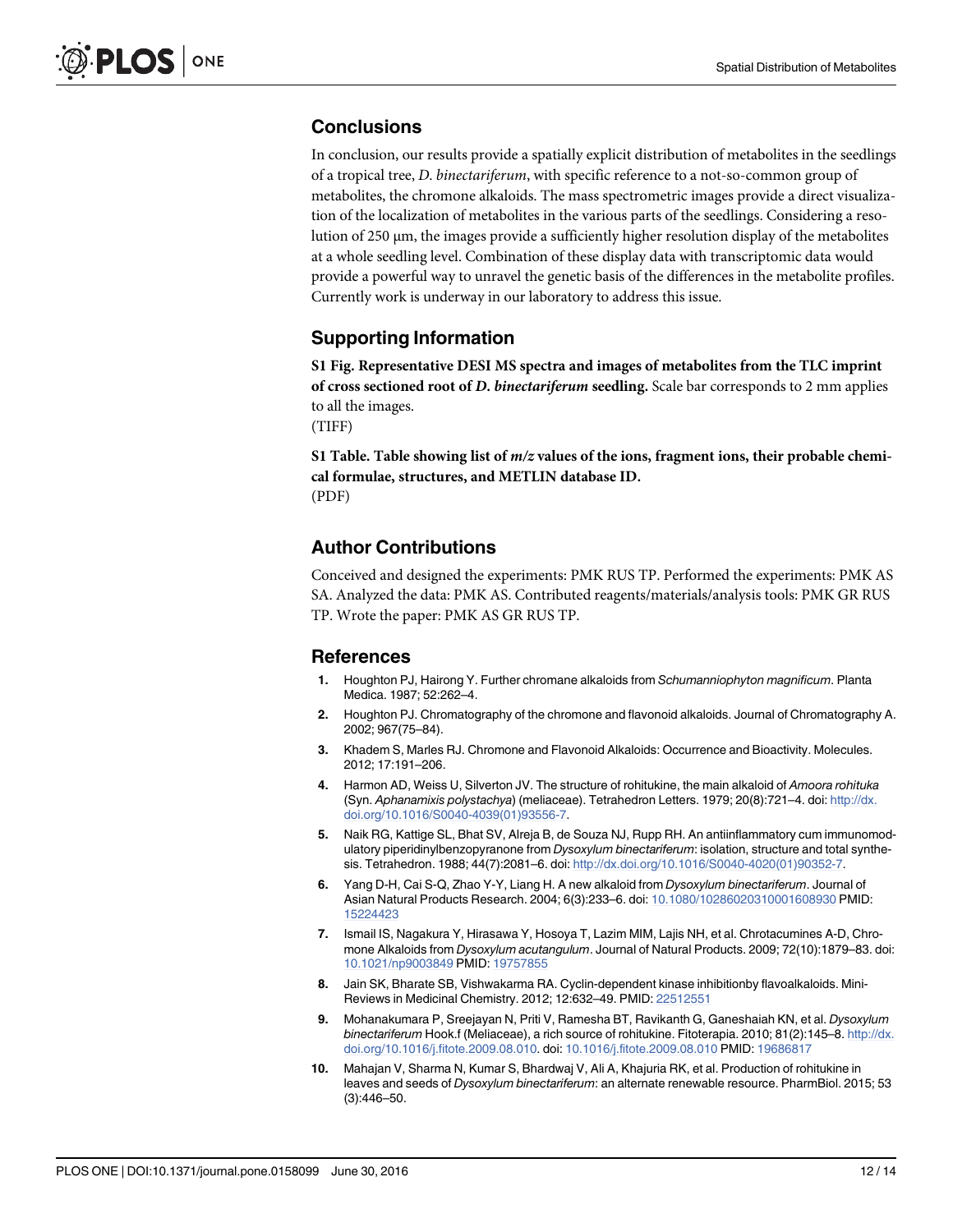## Conclusions

In conclusion, our results provide a spatially explicit distribution of metabolites in the seedlings of a tropical tree, *D. binectariferum*, with specific reference to a not-so-common group of metabolites, the chromone alkaloids. The mass spectrometric images provide a direct visualization of the localization of metabolites in the various parts of the seedlings. Considering a resolution of 250 μm, the images provide a sufficiently higher resolution display of the metabolites at a whole seedling level. Combination of these display data with transcriptomic data would provide a powerful way to unravel the genetic basis of the differences in the metabolite profiles. Currently work is underway in our laboratory to address this issue.

## Supporting Information

**S1 Fig. Representative DESI MS spectra and images of metabolites from the TLC imprint of cross sectioned root of *D. binectariferum* seedling.** Scale bar corresponds to 2 mm applies to all the images.
(TIFF)

**S1 Table. Table showing list of *m/z* values of the ions, fragment ions, their probable chemical formulae, structures, and METLIN database ID.**
(PDF)

## Author Contributions

Conceived and designed the experiments: PMK RUS TP. Performed the experiments: PMK AS SA. Analyzed the data: PMK AS. Contributed reagents/materials/analysis tools: PMK GR RUS TP. Wrote the paper: PMK AS GR RUS TP.

## References

1. Houghton PJ, Hairong Y. Further chromane alkaloids from *Schumanniophyton magnificum*. Planta Medica. 1987; 52:262–4.
2. Houghton PJ. Chromatography of the chromone and flavonoid alkaloids. Journal of Chromatography A. 2002; 967(75–84).
3. Khadem S, Marles RJ. Chromone and Flavonoid Alkaloids: Occurrence and Bioactivity. Molecules. 2012; 17:191–206.
4. Harmon AD, Weiss U, Silverton JV. The structure of rohitukine, the main alkaloid of *Amoora rohituka* (Syn. *Aphanamixis polystachya*) (meliaceae). Tetrahedron Letters. 1979; 20(8):721–4. doi: http://dx.doi.org/10.1016/S0040-4039(01)93556-7.
5. Naik RG, Kattige SL, Bhat SV, Alreja B, de Souza NJ, Rupp RH. An antiinflammatory cum immunomodulatory piperidinylbenzopyranone from *Dysoxylum binectariferum*: isolation, structure and total synthesis. Tetrahedron. 1988; 44(7):2081–6. doi: http://dx.doi.org/10.1016/S0040-4020(01)90352-7.
6. Yang D-H, Cai S-Q, Zhao Y-Y, Liang H. A new alkaloid from *Dysoxylum binectariferum*. Journal of Asian Natural Products Research. 2004; 6(3):233–6. doi: 10.1080/10286020310001608930 PMID: 15224423
7. Ismail IS, Nagakura Y, Hirasawa Y, Hosoya T, Lazim MIM, Lajis NH, et al. Chrotacumines A-D, Chromone Alkaloids from *Dysoxylum acutangulum*. Journal of Natural Products. 2009; 72(10):1879–83. doi: 10.1021/np9003849 PMID: 19757855
8. Jain SK, Bharate SB, Vishwakarma RA. Cyclin-dependent kinase inhibitionby flavoalkaloids. Mini-Reviews in Medicinal Chemistry. 2012; 12:632–49. PMID: 22512551
9. Mohanakumara P, Sreejayan N, Priti V, Ramesha BT, Ravikanth G, Ganeshaiah KN, et al. *Dysoxylum binectariferum* Hook.f (Meliaceae), a rich source of rohitukine. Fitoterapia. 2010; 81(2):145–8. http://dx.doi.org/10.1016/j.fitote.2009.08.010. doi: 10.1016/j.fitote.2009.08.010 PMID: 19686817
10. Mahajan V, Sharma N, Kumar S, Bhardwaj V, Ali A, Khajuria RK, et al. Production of rohitukine in leaves and seeds of *Dysoxylum binectariferum*: an alternate renewable resource. PharmBiol. 2015; 53 (3):446–50.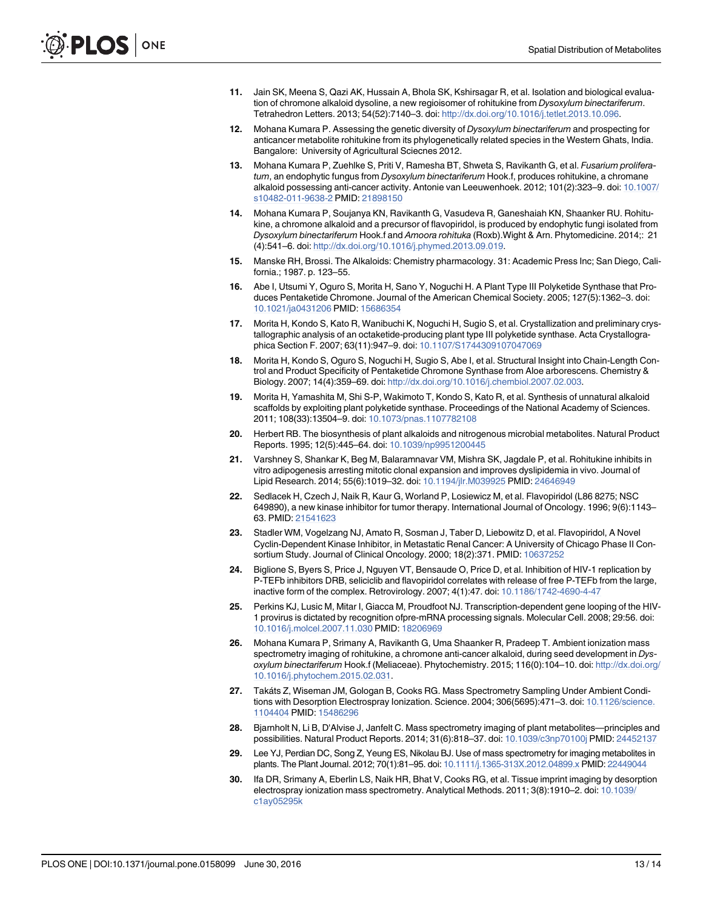11. Jain SK, Meena S, Qazi AK, Hussain A, Bhola SK, Kshirsagar R, et al. Isolation and biological evaluation of chromone alkaloid dysoline, a new regioisomer of rohitukine from *Dysoxylum binectariferum*. Tetrahedron Letters. 2013; 54(52):7140–3. doi: http://dx.doi.org/10.1016/j.tetlet.2013.10.096.

12. Mohana Kumara P. Assessing the genetic diversity of *Dysoxylum binectariferum* and prospecting for anticancer metabolite rohitukine from its phylogenetically related species in the Western Ghats, India. Bangalore: University of Agricultural Sciecnes 2012.

13. Mohana Kumara P, Zuehlke S, Priti V, Ramesha BT, Shweta S, Ravikanth G, et al. *Fusarium proliferatum*, an endophytic fungus from *Dysoxylum binectariferum* Hook.f, produces rohitukine, a chromane alkaloid possessing anti-cancer activity. Antonie van Leeuwenhoek. 2012; 101(2):323–9. doi: 10.1007/s10482-011-9638-2 PMID: 21898150

14. Mohana Kumara P, Soujanya KN, Ravikanth G, Vasudeva R, Ganeshaiah KN, Shaanker RU. Rohitukine, a chromone alkaloid and a precursor of flavopiridol, is produced by endophytic fungi isolated from *Dysoxylum binectariferum* Hook.f and *Amoora rohituka* (Roxb).Wight & Arn. Phytomedicine. 2014;: 21 (4):541–6. doi: http://dx.doi.org/10.1016/j.phymed.2013.09.019.

15. Manske RH, Brossi. The Alkaloids: Chemistry pharmacology. 31: Academic Press Inc; San Diego, California.; 1987. p. 123–55.

16. Abe I, Utsumi Y, Oguro S, Morita H, Sano Y, Noguchi H. A Plant Type III Polyketide Synthase that Produces Pentaketide Chromone. Journal of the American Chemical Society. 2005; 127(5):1362–3. doi: 10.1021/ja0431206 PMID: 15686354

17. Morita H, Kondo S, Kato R, Wanibuchi K, Noguchi H, Sugio S, et al. Crystallization and preliminary crystallographic analysis of an octaketide-producing plant type III polyketide synthase. Acta Crystallographica Section F. 2007; 63(11):947–9. doi: 10.1107/S1744309107047069

18. Morita H, Kondo S, Oguro S, Noguchi H, Sugio S, Abe I, et al. Structural Insight into Chain-Length Control and Product Specificity of Pentaketide Chromone Synthase from Aloe arborescens. Chemistry & Biology. 2007; 14(4):359–69. doi: http://dx.doi.org/10.1016/j.chembiol.2007.02.003.

19. Morita H, Yamashita M, Shi S-P, Wakimoto T, Kondo S, Kato R, et al. Synthesis of unnatural alkaloid scaffolds by exploiting plant polyketide synthase. Proceedings of the National Academy of Sciences. 2011; 108(33):13504–9. doi: 10.1073/pnas.1107782108

20. Herbert RB. The biosynthesis of plant alkaloids and nitrogenous microbial metabolites. Natural Product Reports. 1995; 12(5):445–64. doi: 10.1039/np9951200445

21. Varshney S, Shankar K, Beg M, Balaramnavar VM, Mishra SK, Jagdale P, et al. Rohitukine inhibits in vitro adipogenesis arresting mitotic clonal expansion and improves dyslipidemia in vivo. Journal of Lipid Research. 2014; 55(6):1019–32. doi: 10.1194/jlr.M039925 PMID: 24646949

22. Sedlacek H, Czech J, Naik R, Kaur G, Worland P, Losiewicz M, et al. Flavopiridol (L86 8275; NSC 649890), a new kinase inhibitor for tumor therapy. International Journal of Oncology. 1996; 9(6):1143–63. PMID: 21541623

23. Stadler WM, Vogelzang NJ, Amato R, Sosman J, Taber D, Liebowitz D, et al. Flavopiridol, A Novel Cyclin-Dependent Kinase Inhibitor, in Metastatic Renal Cancer: A University of Chicago Phase II Consortium Study. Journal of Clinical Oncology. 2000; 18(2):371. PMID: 10637252

24. Biglione S, Byers S, Price J, Nguyen VT, Bensaude O, Price D, et al. Inhibition of HIV-1 replication by P-TEFb inhibitors DRB, seliciclib and flavopiridol correlates with release of free P-TEFb from the large, inactive form of the complex. Retrovirology. 2007; 4(1):47. doi: 10.1186/1742-4690-4-47

25. Perkins KJ, Lusic M, Mitar I, Giacca M, Proudfoot NJ. Transcription-dependent gene looping of the HIV-1 provirus is dictated by recognition ofpre-mRNA processing signals. Molecular Cell. 2008; 29:56. doi: 10.1016/j.molcel.2007.11.030 PMID: 18206969

26. Mohana Kumara P, Srimany A, Ravikanth G, Uma Shaanker R, Pradeep T. Ambient ionization mass spectrometry imaging of rohitukine, a chromone anti-cancer alkaloid, during seed development in *Dysoxylum binectariferum* Hook.f (Meliaceae). Phytochemistry. 2015; 116(0):104–10. doi: http://dx.doi.org/10.1016/j.phytochem.2015.02.031.

27. Takáts Z, Wiseman JM, Gologan B, Cooks RG. Mass Spectrometry Sampling Under Ambient Conditions with Desorption Electrospray Ionization. Science. 2004; 306(5695):471–3. doi: 10.1126/science.1104404 PMID: 15486296

28. Bjarnholt N, Li B, D'Alvise J, Janfelt C. Mass spectrometry imaging of plant metabolites—principles and possibilities. Natural Product Reports. 2014; 31(6):818–37. doi: 10.1039/c3np70100j PMID: 24452137

29. Lee YJ, Perdian DC, Song Z, Yeung ES, Nikolau BJ. Use of mass spectrometry for imaging metabolites in plants. The Plant Journal. 2012; 70(1):81–95. doi: 10.1111/j.1365-313X.2012.04899.x PMID: 22449044

30. Ifa DR, Srimany A, Eberlin LS, Naik HR, Bhat V, Cooks RG, et al. Tissue imprint imaging by desorption electrospray ionization mass spectrometry. Analytical Methods. 2011; 3(8):1910–2. doi: 10.1039/c1ay05295k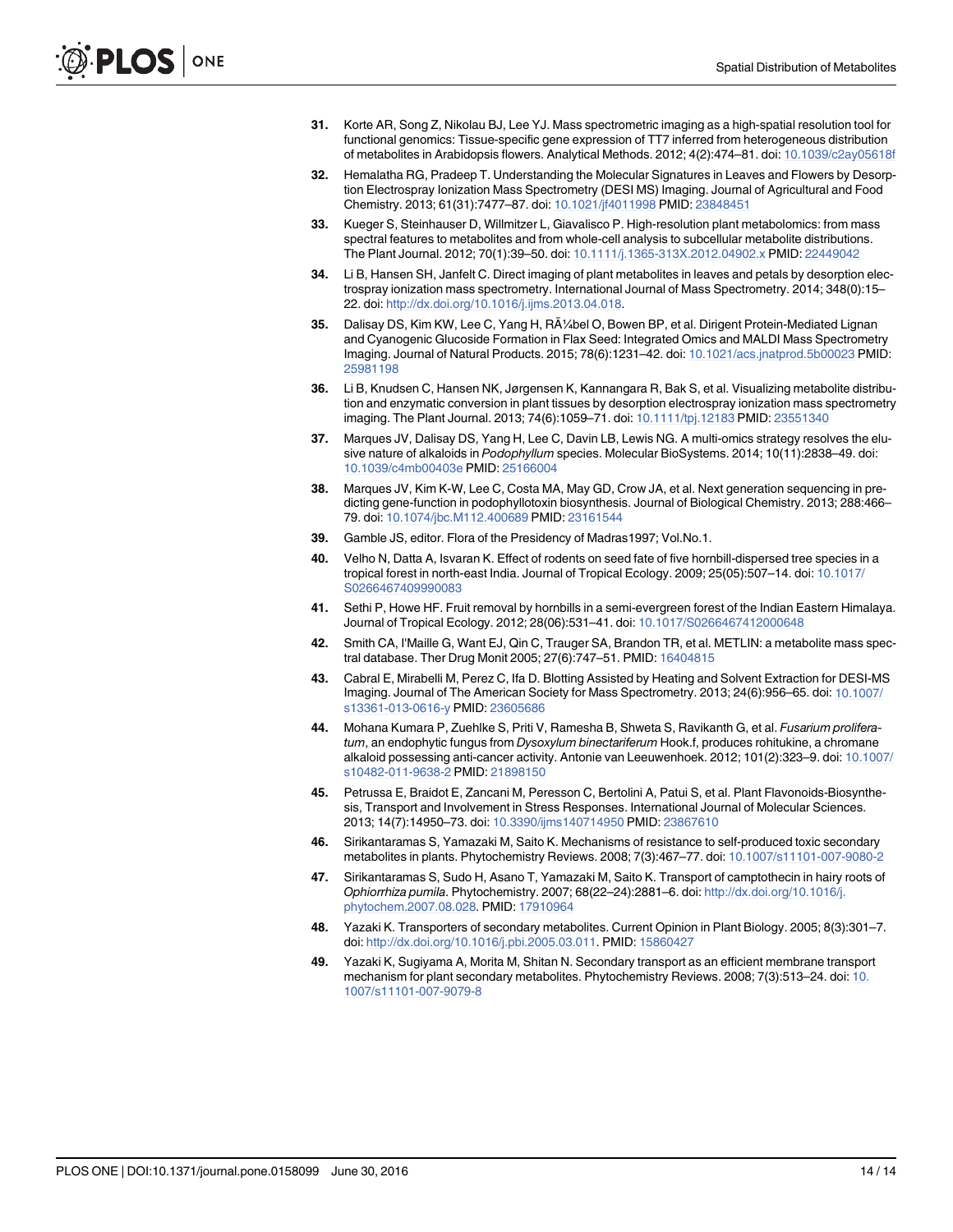31. Korte AR, Song Z, Nikolau BJ, Lee YJ. Mass spectrometric imaging as a high-spatial resolution tool for functional genomics: Tissue-specific gene expression of TT7 inferred from heterogeneous distribution of metabolites in Arabidopsis flowers. Analytical Methods. 2012; 4(2):474–81. doi: 10.1039/c2ay05618f

32. Hemalatha RG, Pradeep T. Understanding the Molecular Signatures in Leaves and Flowers by Desorption Electrospray Ionization Mass Spectrometry (DESI MS) Imaging. Journal of Agricultural and Food Chemistry. 2013; 61(31):7477–87. doi: 10.1021/jf4011998 PMID: 23848451

33. Kueger S, Steinhauser D, Willmitzer L, Giavalisco P. High-resolution plant metabolomics: from mass spectral features to metabolites and from whole-cell analysis to subcellular metabolite distributions. The Plant Journal. 2012; 70(1):39–50. doi: 10.1111/j.1365-313X.2012.04902.x PMID: 22449042

34. Li B, Hansen SH, Janfelt C. Direct imaging of plant metabolites in leaves and petals by desorption electrospray ionization mass spectrometry. International Journal of Mass Spectrometry. 2014; 348(0):15–22. doi: http://dx.doi.org/10.1016/j.ijms.2013.04.018.

35. Dalisay DS, Kim KW, Lee C, Yang H, RÃ¼bel O, Bowen BP, et al. Dirigent Protein-Mediated Lignan and Cyanogenic Glucoside Formation in Flax Seed: Integrated Omics and MALDI Mass Spectrometry Imaging. Journal of Natural Products. 2015; 78(6):1231–42. doi: 10.1021/acs.jnatprod.5b00023 PMID: 25981198

36. Li B, Knudsen C, Hansen NK, Jørgensen K, Kannangara R, Bak S, et al. Visualizing metabolite distribution and enzymatic conversion in plant tissues by desorption electrospray ionization mass spectrometry imaging. The Plant Journal. 2013; 74(6):1059–71. doi: 10.1111/tpj.12183 PMID: 23551340

37. Marques JV, Dalisay DS, Yang H, Lee C, Davin LB, Lewis NG. A multi-omics strategy resolves the elusive nature of alkaloids in *Podophyllum* species. Molecular BioSystems. 2014; 10(11):2838–49. doi: 10.1039/c4mb00403e PMID: 25166004

38. Marques JV, Kim K-W, Lee C, Costa MA, May GD, Crow JA, et al. Next generation sequencing in predicting gene-function in podophyllotoxin biosynthesis. Journal of Biological Chemistry. 2013; 288:466–79. doi: 10.1074/jbc.M112.400689 PMID: 23161544

39. Gamble JS, editor. Flora of the Presidency of Madras1997; Vol.No.1.

40. Velho N, Datta A, Isvaran K. Effect of rodents on seed fate of five hornbill-dispersed tree species in a tropical forest in north-east India. Journal of Tropical Ecology. 2009; 25(05):507–14. doi: 10.1017/S0266467409990083

41. Sethi P, Howe HF. Fruit removal by hornbills in a semi-evergreen forest of the Indian Eastern Himalaya. Journal of Tropical Ecology. 2012; 28(06):531–41. doi: 10.1017/S0266467412000648

42. Smith CA, I'Maille G, Want EJ, Qin C, Trauger SA, Brandon TR, et al. METLIN: a metabolite mass spectral database. Ther Drug Monit 2005; 27(6):747–51. PMID: 16404815

43. Cabral E, Mirabelli M, Perez C, Ifa D. Blotting Assisted by Heating and Solvent Extraction for DESI-MS Imaging. Journal of The American Society for Mass Spectrometry. 2013; 24(6):956–65. doi: 10.1007/s13361-013-0616-y PMID: 23605686

44. Mohana Kumara P, Zuehlke S, Priti V, Ramesha B, Shweta S, Ravikanth G, et al. *Fusarium proliferatum*, an endophytic fungus from *Dysoxylum binectariferum* Hook.f, produces rohitukine, a chromane alkaloid possessing anti-cancer activity. Antonie van Leeuwenhoek. 2012; 101(2):323–9. doi: 10.1007/s10482-011-9638-2 PMID: 21898150

45. Petrussa E, Braidot E, Zancani M, Peresson C, Bertolini A, Patui S, et al. Plant Flavonoids-Biosynthesis, Transport and Involvement in Stress Responses. International Journal of Molecular Sciences. 2013; 14(7):14950–73. doi: 10.3390/ijms140714950 PMID: 23867610

46. Sirikantaramas S, Yamazaki M, Saito K. Mechanisms of resistance to self-produced toxic secondary metabolites in plants. Phytochemistry Reviews. 2008; 7(3):467–77. doi: 10.1007/s11101-007-9080-2

47. Sirikantaramas S, Sudo H, Asano T, Yamazaki M, Saito K. Transport of camptothecin in hairy roots of *Ophiorrhiza pumila*. Phytochemistry. 2007; 68(22–24):2881–6. doi: http://dx.doi.org/10.1016/j.phytochem.2007.08.028. PMID: 17910964

48. Yazaki K. Transporters of secondary metabolites. Current Opinion in Plant Biology. 2005; 8(3):301–7. doi: http://dx.doi.org/10.1016/j.pbi.2005.03.011. PMID: 15860427

49. Yazaki K, Sugiyama A, Morita M, Shitan N. Secondary transport as an efficient membrane transport mechanism for plant secondary metabolites. Phytochemistry Reviews. 2008; 7(3):513–24. doi: 10.1007/s11101-007-9079-8